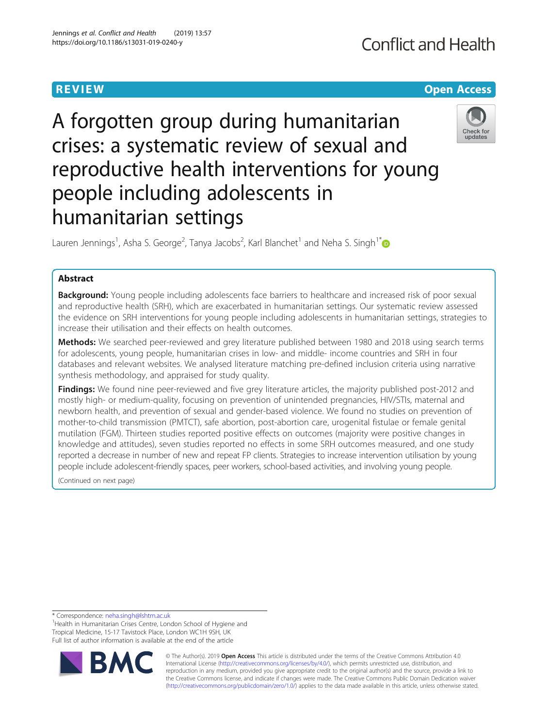# A forgotten group during humanitarian crises: a systematic review of sexual and reproductive health interventions for young people including adolescents in humanitarian settings

Lauren Jennings[1], Asha S. George[2], Tanya Jacobs[2], Karl Blanchet[1] and Neha S. Singh[1*]

## Abstract

**Background:** Young people including adolescents face barriers to healthcare and increased risk of poor sexual and reproductive health (SRH), which are exacerbated in humanitarian settings. Our systematic review assessed the evidence on SRH interventions for young people including adolescents in humanitarian settings, strategies to increase their utilisation and their effects on health outcomes.

**Methods:** We searched peer-reviewed and grey literature published between 1980 and 2018 using search terms for adolescents, young people, humanitarian crises in low- and middle- income countries and SRH in four databases and relevant websites. We analysed literature matching pre-defined inclusion criteria using narrative synthesis methodology, and appraised for study quality.

**Findings:** We found nine peer-reviewed and five grey literature articles, the majority published post-2012 and mostly high- or medium-quality, focusing on prevention of unintended pregnancies, HIV/STIs, maternal and newborn health, and prevention of sexual and gender-based violence. We found no studies on prevention of mother-to-child transmission (PMTCT), safe abortion, post-abortion care, urogenital fistulae or female genital mutilation (FGM). Thirteen studies reported positive effects on outcomes (majority were positive changes in knowledge and attitudes), seven studies reported no effects in some SRH outcomes measured, and one study reported a decrease in number of new and repeat FP clients. Strategies to increase intervention utilisation by young people include adolescent-friendly spaces, peer workers, school-based activities, and involving young people.

(Continued on next page)

\* Correspondence: neha.singh@lshtm.ac.uk
[1]Health in Humanitarian Crises Centre, London School of Hygiene and Tropical Medicine, 15-17 Tavistock Place, London WC1H 9SH, UK
Full list of author information is available at the end of the article

© The Author(s). 2019 **Open Access** This article is distributed under the terms of the Creative Commons Attribution 4.0 International License (http://creativecommons.org/licenses/by/4.0/), which permits unrestricted use, distribution, and reproduction in any medium, provided you give appropriate credit to the original author(s) and the source, provide a link to the Creative Commons license, and indicate if changes were made. The Creative Commons Public Domain Dedication waiver (http://creativecommons.org/publicdomain/zero/1.0/) applies to the data made available in this article, unless otherwise stated.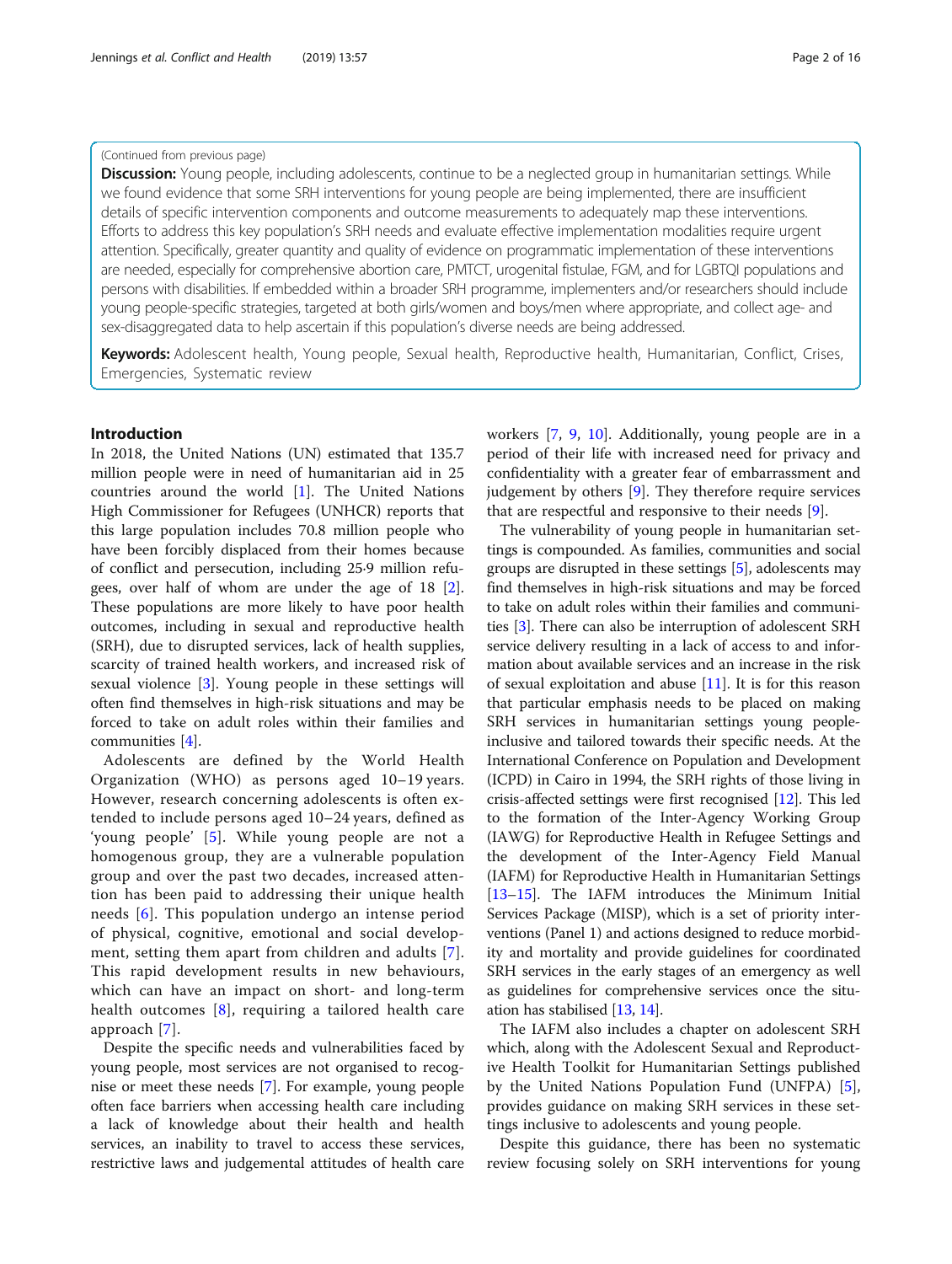(Continued from previous page)

**Discussion:** Young people, including adolescents, continue to be a neglected group in humanitarian settings. While we found evidence that some SRH interventions for young people are being implemented, there are insufficient details of specific intervention components and outcome measurements to adequately map these interventions. Efforts to address this key population's SRH needs and evaluate effective implementation modalities require urgent attention. Specifically, greater quantity and quality of evidence on programmatic implementation of these interventions are needed, especially for comprehensive abortion care, PMTCT, urogenital fistulae, FGM, and for LGBTQI populations and persons with disabilities. If embedded within a broader SRH programme, implementers and/or researchers should include young people-specific strategies, targeted at both girls/women and boys/men where appropriate, and collect age- and sex-disaggregated data to help ascertain if this population's diverse needs are being addressed.

**Keywords:** Adolescent health, Young people, Sexual health, Reproductive health, Humanitarian, Conflict, Crises, Emergencies, Systematic review

## Introduction

In 2018, the United Nations (UN) estimated that 135.7 million people were in need of humanitarian aid in 25 countries around the world [1]. The United Nations High Commissioner for Refugees (UNHCR) reports that this large population includes 70.8 million people who have been forcibly displaced from their homes because of conflict and persecution, including 25·9 million refugees, over half of whom are under the age of 18 [2]. These populations are more likely to have poor health outcomes, including in sexual and reproductive health (SRH), due to disrupted services, lack of health supplies, scarcity of trained health workers, and increased risk of sexual violence [3]. Young people in these settings will often find themselves in high-risk situations and may be forced to take on adult roles within their families and communities [4].

Adolescents are defined by the World Health Organization (WHO) as persons aged 10–19 years. However, research concerning adolescents is often extended to include persons aged 10–24 years, defined as 'young people' [5]. While young people are not a homogenous group, they are a vulnerable population group and over the past two decades, increased attention has been paid to addressing their unique health needs [6]. This population undergo an intense period of physical, cognitive, emotional and social development, setting them apart from children and adults [7]. This rapid development results in new behaviours, which can have an impact on short- and long-term health outcomes [8], requiring a tailored health care approach [7].

Despite the specific needs and vulnerabilities faced by young people, most services are not organised to recognise or meet these needs [7]. For example, young people often face barriers when accessing health care including a lack of knowledge about their health and health services, an inability to travel to access these services, restrictive laws and judgemental attitudes of health care workers [7, 9, 10]. Additionally, young people are in a period of their life with increased need for privacy and confidentiality with a greater fear of embarrassment and judgement by others [9]. They therefore require services that are respectful and responsive to their needs [9].

The vulnerability of young people in humanitarian settings is compounded. As families, communities and social groups are disrupted in these settings [5], adolescents may find themselves in high-risk situations and may be forced to take on adult roles within their families and communities [3]. There can also be interruption of adolescent SRH service delivery resulting in a lack of access to and information about available services and an increase in the risk of sexual exploitation and abuse [11]. It is for this reason that particular emphasis needs to be placed on making SRH services in humanitarian settings young people-inclusive and tailored towards their specific needs. At the International Conference on Population and Development (ICPD) in Cairo in 1994, the SRH rights of those living in crisis-affected settings were first recognised [12]. This led to the formation of the Inter-Agency Working Group (IAWG) for Reproductive Health in Refugee Settings and the development of the Inter-Agency Field Manual (IAFM) for Reproductive Health in Humanitarian Settings [13–15]. The IAFM introduces the Minimum Initial Services Package (MISP), which is a set of priority interventions (Panel 1) and actions designed to reduce morbidity and mortality and provide guidelines for coordinated SRH services in the early stages of an emergency as well as guidelines for comprehensive services once the situation has stabilised [13, 14].

The IAFM also includes a chapter on adolescent SRH which, along with the Adolescent Sexual and Reproductive Health Toolkit for Humanitarian Settings published by the United Nations Population Fund (UNFPA) [5], provides guidance on making SRH services in these settings inclusive to adolescents and young people.

Despite this guidance, there has been no systematic review focusing solely on SRH interventions for young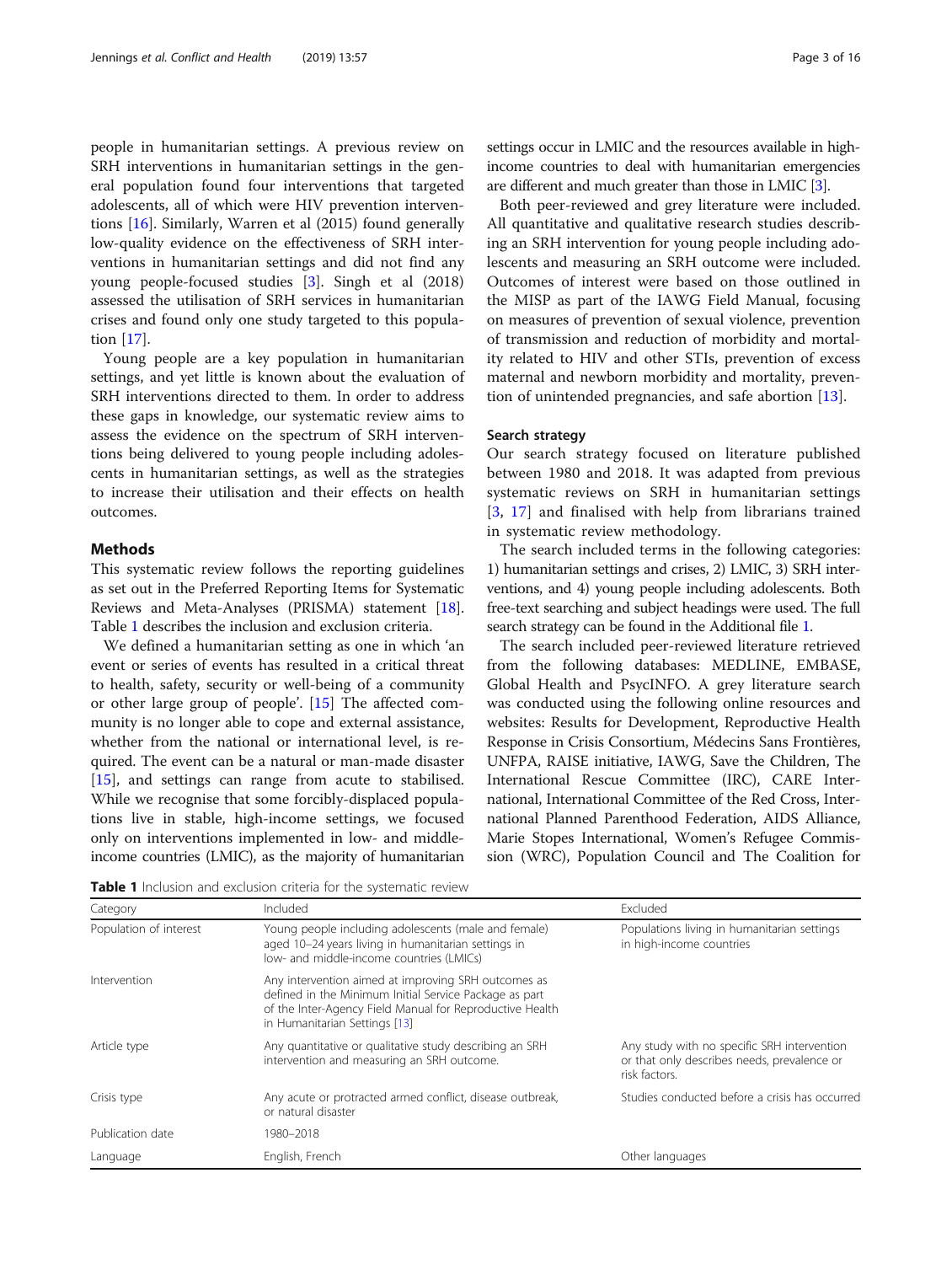people in humanitarian settings. A previous review on SRH interventions in humanitarian settings in the general population found four interventions that targeted adolescents, all of which were HIV prevention interventions [16]. Similarly, Warren et al (2015) found generally low-quality evidence on the effectiveness of SRH interventions in humanitarian settings and did not find any young people-focused studies [3]. Singh et al (2018) assessed the utilisation of SRH services in humanitarian crises and found only one study targeted to this population [17].

Young people are a key population in humanitarian settings, and yet little is known about the evaluation of SRH interventions directed to them. In order to address these gaps in knowledge, our systematic review aims to assess the evidence on the spectrum of SRH interventions being delivered to young people including adolescents in humanitarian settings, as well as the strategies to increase their utilisation and their effects on health outcomes.

## Methods

This systematic review follows the reporting guidelines as set out in the Preferred Reporting Items for Systematic Reviews and Meta-Analyses (PRISMA) statement [18]. Table 1 describes the inclusion and exclusion criteria.

We defined a humanitarian setting as one in which 'an event or series of events has resulted in a critical threat to health, safety, security or well-being of a community or other large group of people'. [15] The affected community is no longer able to cope and external assistance, whether from the national or international level, is required. The event can be a natural or man-made disaster [15], and settings can range from acute to stabilised. While we recognise that some forcibly-displaced populations live in stable, high-income settings, we focused only on interventions implemented in low- and middle-income countries (LMIC), as the majority of humanitarian settings occur in LMIC and the resources available in high-income countries to deal with humanitarian emergencies are different and much greater than those in LMIC [3].

Both peer-reviewed and grey literature were included. All quantitative and qualitative research studies describing an SRH intervention for young people including adolescents and measuring an SRH outcome were included. Outcomes of interest were based on those outlined in the MISP as part of the IAWG Field Manual, focusing on measures of prevention of sexual violence, prevention of transmission and reduction of morbidity and mortality related to HIV and other STIs, prevention of excess maternal and newborn morbidity and mortality, prevention of unintended pregnancies, and safe abortion [13].

### Search strategy

Our search strategy focused on literature published between 1980 and 2018. It was adapted from previous systematic reviews on SRH in humanitarian settings [3, 17] and finalised with help from librarians trained in systematic review methodology.

The search included terms in the following categories: 1) humanitarian settings and crises, 2) LMIC, 3) SRH interventions, and 4) young people including adolescents. Both free-text searching and subject headings were used. The full search strategy can be found in the Additional file 1.

The search included peer-reviewed literature retrieved from the following databases: MEDLINE, EMBASE, Global Health and PsycINFO. A grey literature search was conducted using the following online resources and websites: Results for Development, Reproductive Health Response in Crisis Consortium, Médecins Sans Frontières, UNFPA, RAISE initiative, IAWG, Save the Children, The International Rescue Committee (IRC), CARE International, International Committee of the Red Cross, International Planned Parenthood Federation, AIDS Alliance, Marie Stopes International, Women's Refugee Commission (WRC), Population Council and The Coalition for

**Table 1** Inclusion and exclusion criteria for the systematic review

| Category | Included | Excluded |
|---|---|---|
| Population of interest | Young people including adolescents (male and female) aged 10–24 years living in humanitarian settings in low- and middle-income countries (LMICs) | Populations living in humanitarian settings in high-income countries |
| Intervention | Any intervention aimed at improving SRH outcomes as defined in the Minimum Initial Service Package as part of the Inter-Agency Field Manual for Reproductive Health in Humanitarian Settings [13] | |
| Article type | Any quantitative or qualitative study describing an SRH intervention and measuring an SRH outcome. | Any study with no specific SRH intervention or that only describes needs, prevalence or risk factors. |
| Crisis type | Any acute or protracted armed conflict, disease outbreak, or natural disaster | Studies conducted before a crisis has occurred |
| Publication date | 1980–2018 | |
| Language | English, French | Other languages |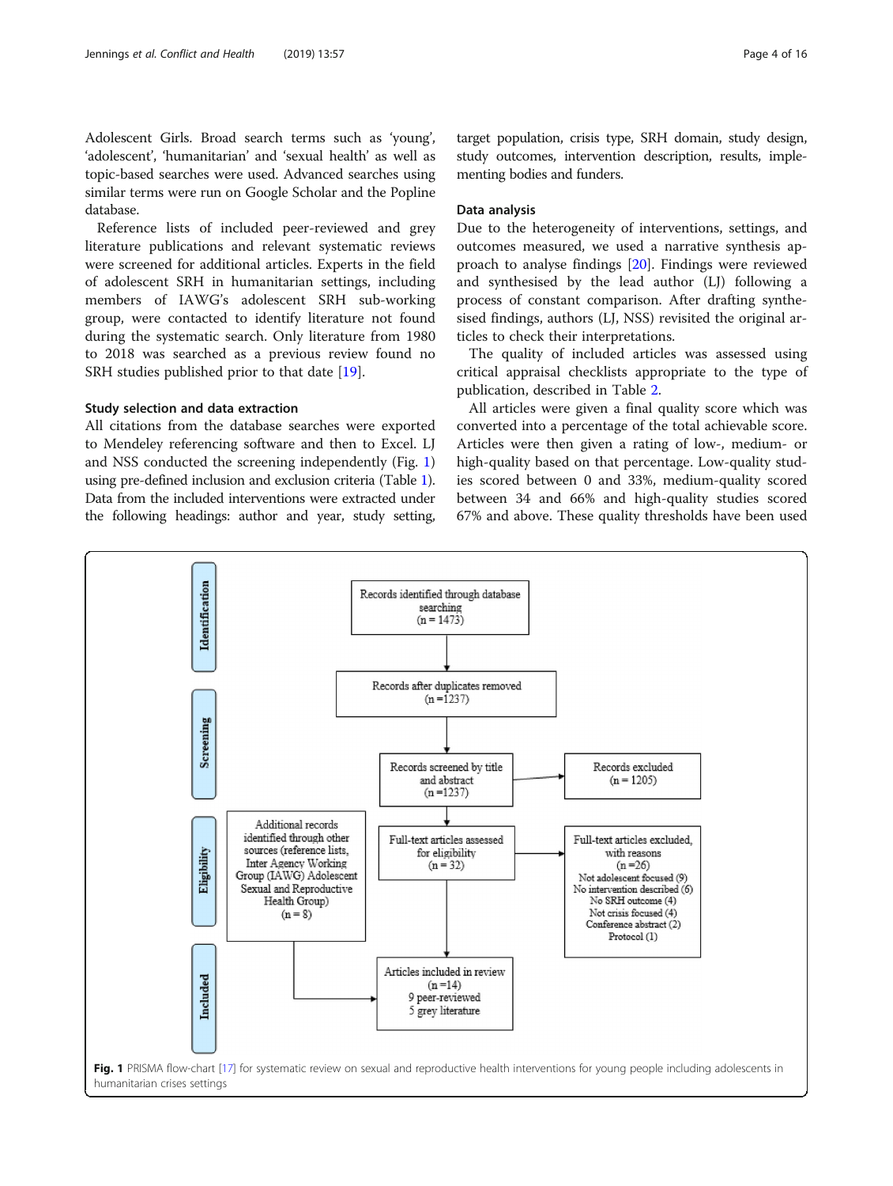Adolescent Girls. Broad search terms such as 'young', 'adolescent', 'humanitarian' and 'sexual health' as well as topic-based searches were used. Advanced searches using similar terms were run on Google Scholar and the Popline database.

Reference lists of included peer-reviewed and grey literature publications and relevant systematic reviews were screened for additional articles. Experts in the field of adolescent SRH in humanitarian settings, including members of IAWG's adolescent SRH sub-working group, were contacted to identify literature not found during the systematic search. Only literature from 1980 to 2018 was searched as a previous review found no SRH studies published prior to that date [19].

### Study selection and data extraction

All citations from the database searches were exported to Mendeley referencing software and then to Excel. LJ and NSS conducted the screening independently (Fig. 1) using pre-defined inclusion and exclusion criteria (Table 1). Data from the included interventions were extracted under the following headings: author and year, study setting, target population, crisis type, SRH domain, study design, study outcomes, intervention description, results, implementing bodies and funders.

### Data analysis

Due to the heterogeneity of interventions, settings, and outcomes measured, we used a narrative synthesis approach to analyse findings [20]. Findings were reviewed and synthesised by the lead author (LJ) following a process of constant comparison. After drafting synthesised findings, authors (LJ, NSS) revisited the original articles to check their interpretations.

The quality of included articles was assessed using critical appraisal checklists appropriate to the type of publication, described in Table 2.

All articles were given a final quality score which was converted into a percentage of the total achievable score. Articles were then given a rating of low-, medium- or high-quality based on that percentage. Low-quality studies scored between 0 and 33%, medium-quality scored between 34 and 66% and high-quality studies scored 67% and above. These quality thresholds have been used

Identification
Records identified through database searching (n = 1473)

Screening
Records after duplicates removed (n = 1237)
Records screened by title and abstract (n = 1237)
Records excluded (n = 1205)

Eligibility
Full-text articles assessed for eligibility (n = 32)
Full-text articles excluded, with reasons (n = 26)
Not adolescent focused (9)
No intervention described (6)
No SRH outcome (4)
Not crisis focused (4)
Conference abstract (2)
Protocol (1)
Additional records identified through other sources (reference lists, Inter Agency Working Group (IAWG) Adolescent Sexual and Reproductive Health Group) (n = 8)

Included
Articles included in review (n = 14)
9 peer-reviewed
5 grey literature

**Fig. 1** PRISMA flow-chart [17] for systematic review on sexual and reproductive health interventions for young people including adolescents in humanitarian crises settings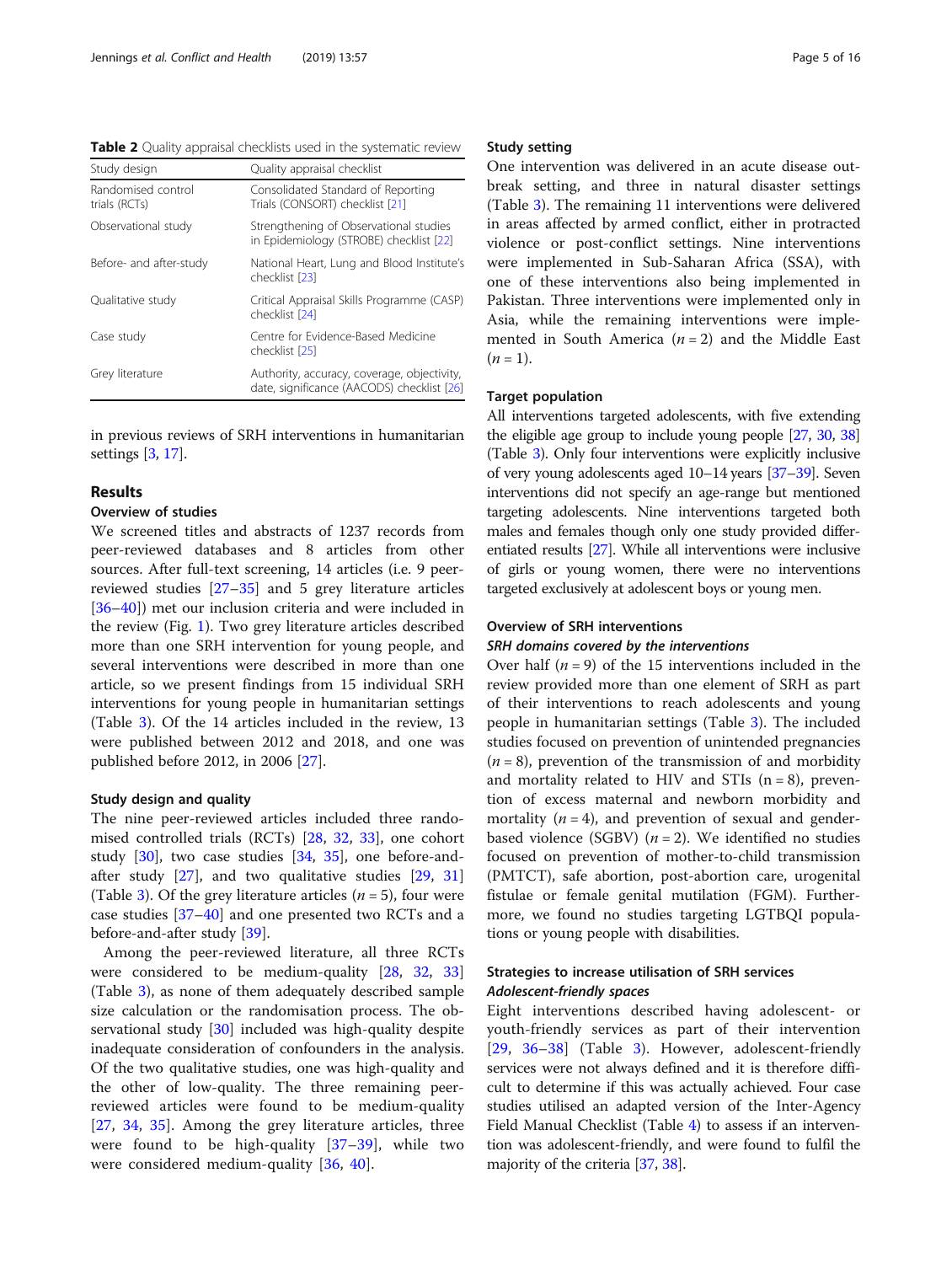Table 2 Quality appraisal checklists used in the systematic review

| Study design | Quality appraisal checklist |
| --- | --- |
| Randomised control trials (RCTs) | Consolidated Standard of Reporting Trials (CONSORT) checklist [21] |
| Observational study | Strengthening of Observational studies in Epidemiology (STROBE) checklist [22] |
| Before- and after-study | National Heart, Lung and Blood Institute's checklist [23] |
| Qualitative study | Critical Appraisal Skills Programme (CASP) checklist [24] |
| Case study | Centre for Evidence-Based Medicine checklist [25] |
| Grey literature | Authority, accuracy, coverage, objectivity, date, significance (AACODS) checklist [26] |

in previous reviews of SRH interventions in humanitarian settings [3, 17].

## Results

### Overview of studies

We screened titles and abstracts of 1237 records from peer-reviewed databases and 8 articles from other sources. After full-text screening, 14 articles (i.e. 9 peer-reviewed studies [27–35] and 5 grey literature articles [36–40]) met our inclusion criteria and were included in the review (Fig. 1). Two grey literature articles described more than one SRH intervention for young people, and several interventions were described in more than one article, so we present findings from 15 individual SRH interventions for young people in humanitarian settings (Table 3). Of the 14 articles included in the review, 13 were published between 2012 and 2018, and one was published before 2012, in 2006 [27].

### Study design and quality

The nine peer-reviewed articles included three randomised controlled trials (RCTs) [28, 32, 33], one cohort study [30], two case studies [34, 35], one before-and-after study [27], and two qualitative studies [29, 31] (Table 3). Of the grey literature articles ($n = 5$), four were case studies [37–40] and one presented two RCTs and a before-and-after study [39].

Among the peer-reviewed literature, all three RCTs were considered to be medium-quality [28, 32, 33] (Table 3), as none of them adequately described sample size calculation or the randomisation process. The observational study [30] included was high-quality despite inadequate consideration of confounders in the analysis. Of the two qualitative studies, one was high-quality and the other of low-quality. The three remaining peer-reviewed articles were found to be medium-quality [27, 34, 35]. Among the grey literature articles, three were found to be high-quality [37–39], while two were considered medium-quality [36, 40].

### Study setting

One intervention was delivered in an acute disease outbreak setting, and three in natural disaster settings (Table 3). The remaining 11 interventions were delivered in areas affected by armed conflict, either in protracted violence or post-conflict settings. Nine interventions were implemented in Sub-Saharan Africa (SSA), with one of these interventions also being implemented in Pakistan. Three interventions were implemented only in Asia, while the remaining interventions were implemented in South America ($n = 2$) and the Middle East ($n = 1$).

### Target population

All interventions targeted adolescents, with five extending the eligible age group to include young people [27, 30, 38] (Table 3). Only four interventions were explicitly inclusive of very young adolescents aged 10–14 years [37–39]. Seven interventions did not specify an age-range but mentioned targeting adolescents. Nine interventions targeted both males and females though only one study provided differentiated results [27]. While all interventions were inclusive of girls or young women, there were no interventions targeted exclusively at adolescent boys or young men.

### Overview of SRH interventions

#### *SRH domains covered by the interventions*

Over half ($n = 9$) of the 15 interventions included in the review provided more than one element of SRH as part of their interventions to reach adolescents and young people in humanitarian settings (Table 3). The included studies focused on prevention of unintended pregnancies ($n = 8$), prevention of the transmission of and morbidity and mortality related to HIV and STIs ($n = 8$), prevention of excess maternal and newborn morbidity and mortality ($n = 4$), and prevention of sexual and gender-based violence (SGBV) ($n = 2$). We identified no studies focused on prevention of mother-to-child transmission (PMTCT), safe abortion, post-abortion care, urogenital fistulae or female genital mutilation (FGM). Furthermore, we found no studies targeting LGTBQI populations or young people with disabilities.

### Strategies to increase utilisation of SRH services

#### *Adolescent-friendly spaces*

Eight interventions described having adolescent- or youth-friendly services as part of their intervention [29, 36–38] (Table 3). However, adolescent-friendly services were not always defined and it is therefore difficult to determine if this was actually achieved. Four case studies utilised an adapted version of the Inter-Agency Field Manual Checklist (Table 4) to assess if an intervention was adolescent-friendly, and were found to fulfil the majority of the criteria [37, 38].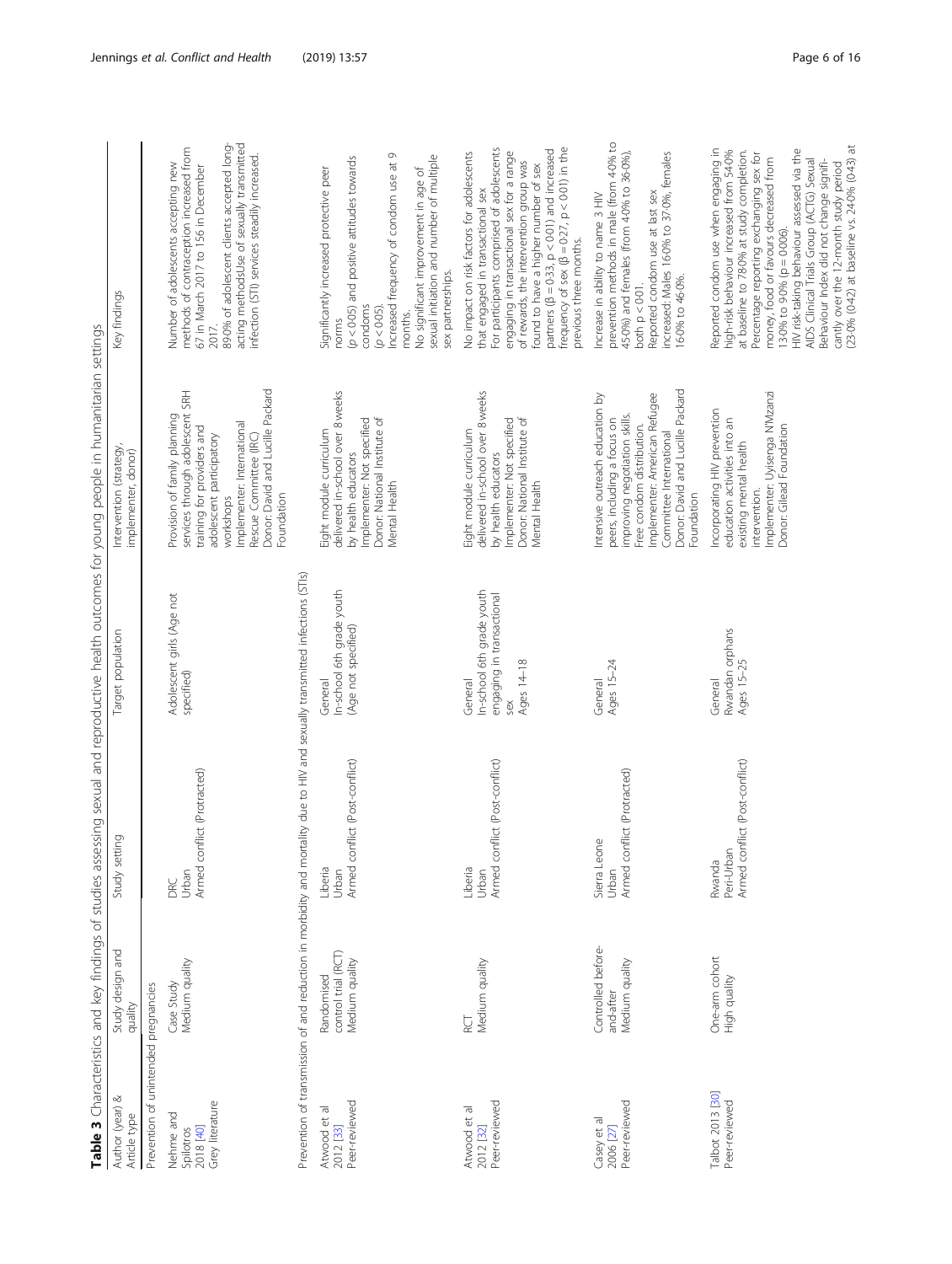**Table 3** Characteristics and key findings of studies assessing sexual and reproductive health outcomes for young people in humanitarian settings

| Author (year) & Article type | Study design and quality | Study setting | Target population | Intervention (strategy, implementer, donor) | Key findings |
| --- | --- | --- | --- | --- | --- |
| Prevention of unintended pregnancies | | | | | |
| Nehme and Spilotros 2018 [40] Grey literature | Case Study Medium quality | DRC Urban Armed conflict (Protracted) | Adolescent girls (Age not specified) | Provision of family planning services through adolescent SRH training for providers and adolescent participatory workshops Implementer: International Rescue Committee (IRC) Donor: David and Lucille Packard Foundation | Number of adolescents accepting new methods of contraception increased from 67 in March 2017 to 156 in December 2017. 89.0% of adolescent clients accepted long-acting methodsUse of sexually transmitted infection (STI) services steadily increased. |
| Prevention of transmission of and reduction in morbidity and mortality due to HIV and sexually transmitted infections (STIs) | | | | | |
| Atwood et al 2012 [33] Peer-reviewed | Randomised control trial (RCT) Medium quality | Liberia Urban Armed conflict (Post-conflict) | General In-school 6th grade youth (Age not specified) | Eight module curriculum delivered in-school over 8 weeks by health educators Implementer: Not specified Donor: National Institute of Mental Health | Significantly increased protective peer norms ($p < 0.05$) and positive attitudes towards condoms ($p < 0.05$). Increased frequency of condom use at 9 months. No significant improvement in age of sexual initiation and number of multiple sex partnerships. |
| Atwood et al 2012 [32] Peer-reviewed | RCT Medium quality | Liberia Urban Armed conflict (Post-conflict) | General In-school 6th grade youth engaging in transactional sex Ages 14–18 | Eight module curriculum delivered in-school over 8 weeks by health educators Implementer: Not specified Donor: National Institute of Mental Health | No impact on risk factors for adolescents that engaged in transactional sex. For participants comprised of adolescents engaging in transactional sex for a range of rewards, the intervention group was found to have a higher number of sex partners ($\beta = 0.33$, $p < 0.01$) and increased frequency of sex ($\beta = 0.27$, $p < 0.01$) in the previous three months. |
| Casey et al 2006 [27] Peer-reviewed | Controlled before-and-after Medium quality | Sierra Leone Urban Armed conflict (Protracted) | General Ages 15–24 | Intensive outreach education by peers, including a focus on improving negotiation skills. Free condom distribution. Implementer: American Refugee Committee International Donor: David and Lucille Packard Foundation | Increase in ability to name 3 HIV prevention methods in male (from 4.0% to 45.0%) and females (from 4.0% to 36.0%), both $p < 0.01$. Reported condom use at last sex increased: Males 16.0% to 37.0%, females 16.0% to 46.0%. |
| Talbot 2013 [30] Peer-reviewed | One-arm cohort High quality | Rwanda Peri-Urban Armed conflict (Post-conflict) | General Rwandan orphans Ages 15–25 | Incorporating HIV prevention education activities into an existing mental health intervention. Implementer: Uyisenga N'Manzi Donor: Gilead Foundation | Reported condom use when engaging in high-risk behaviour increased from 54.0% at baseline to 78.0% at study completion. Percentage reporting exchanging sex for money, food or favours decreased from 13.0% to 9.0% ($p = 0.006$). HIV risk-taking behaviour assessed via the AIDS Clinical Trials Group (ACTG) Sexual Behaviour Index did not change significantly over the 12-month study period (23.0% (0.42) at baseline vs. 24.0% (0.43) at |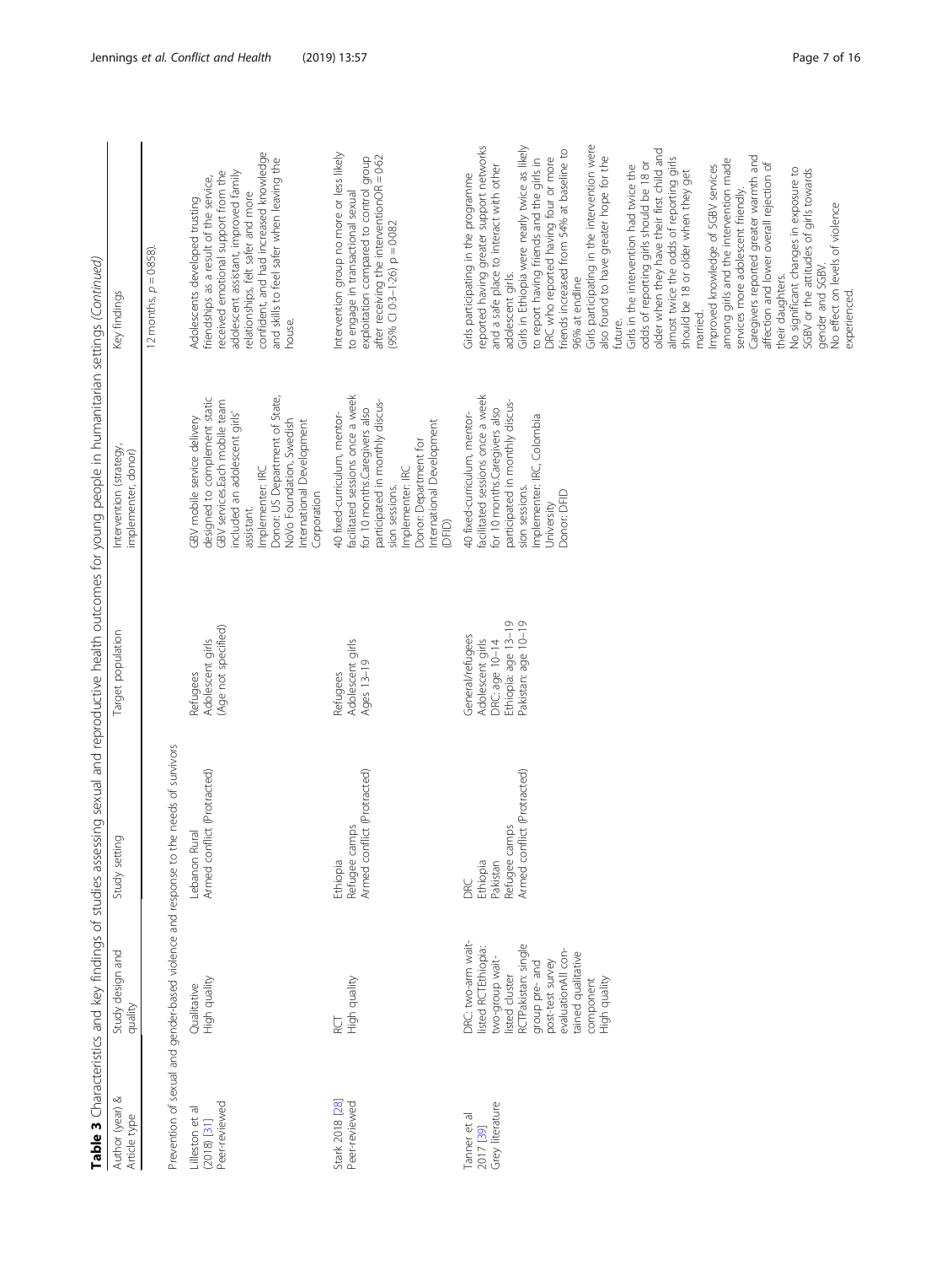**Table 3** Characteristics and key findings of studies assessing sexual and reproductive health outcomes for young people in humanitarian settings *(Continued)*

| Author (year) & Article type | Study design and quality | Study setting | Target population | Intervention (strategy, implementer, donor) | Key findings |
| --- | --- | --- | --- | --- | --- |
| | | | | | 12 months, p = 0.858). |
| Prevention of sexual and gender-based violence and response to the needs of survivors | | | | | |
| Lilleston et al (2018) [31] Peer-reviewed | Qualitative High quality | Lebanon Rural Armed conflict (Protracted) | Refugees Adolescent girls (Age not specified) | GBV mobile service delivery designed to complement static GBV services.Each mobile team included an adolescent girls' assistant. Implementer: IRC Donor: US Department of State, NoVo Foundation, Swedish International Development Corporation | Adolescents developed trusting friendships as a result of the service, received emotional support from the adolescent assistant, improved family relationships, felt safer and more confident, and had increased knowledge and skills to feel safer when leaving the house. |
| Stark 2018 [28] Peer-reviewed | RCT High quality | Ethiopia Refugee camps Armed conflict (Protracted) | Refugees Adolescent girls Ages 13–19 | 40 fixed-curriculum, mentor-facilitated sessions once a week for 10 months.Caregivers also participated in monthly discussion sessions. Implementer: IRC Donor: Department for International Development (DFID) | Intervention group no more or less likely to engage in transactional sexual exploitation compared to control group after receiving the interventionOR = 0.62 (95% CI 0.3–1.26) p = 0.082 |
| Tanner et al 2017 [39] Grey literature | DRC: two-arm wait-listed RCTEthiopia: two-group wait-listed cluster RCTPakistan: single group pre- and post-test survey evaluationAll contained qualitative component High quality | DRC Ethiopia Pakistan Refugee camps Armed conflict (Protracted) | General/refugees Adolescent girls DRC: age 10–14 Ethiopia: age 13–19 Pakistan: age 10–19 | 40 fixed-curriculum, mentor-facilitated sessions once a week for 10 months.Caregivers also participated in monthly discussion sessions. Implementer: IRC, Colombia University Donor: DFID | Girls participating in the programme reported having greater support networks and a safe place to interact with other adolescent girls. Girls in Ethiopia were nearly twice as likely to report having friends and the girls in DRC who reported having four or more friends increased from 54% at baseline to 96% at endline Girls participating in the intervention were also found to have greater hope for the future. Girls in the intervention had twice the odds of reporting girls should be 18 or older when they have their first child and almost twice the odds of reporting girls should be 18 or older when they get married. Improved knowledge of SGBV services among girls and the intervention made services more adolescent friendly. Caregivers reported greater warmth and affection and lower overall rejection of their daughters. No significant changes in exposure to SGBV or the attitudes of girls towards gender and SGBV. No effect on levels of violence experienced. |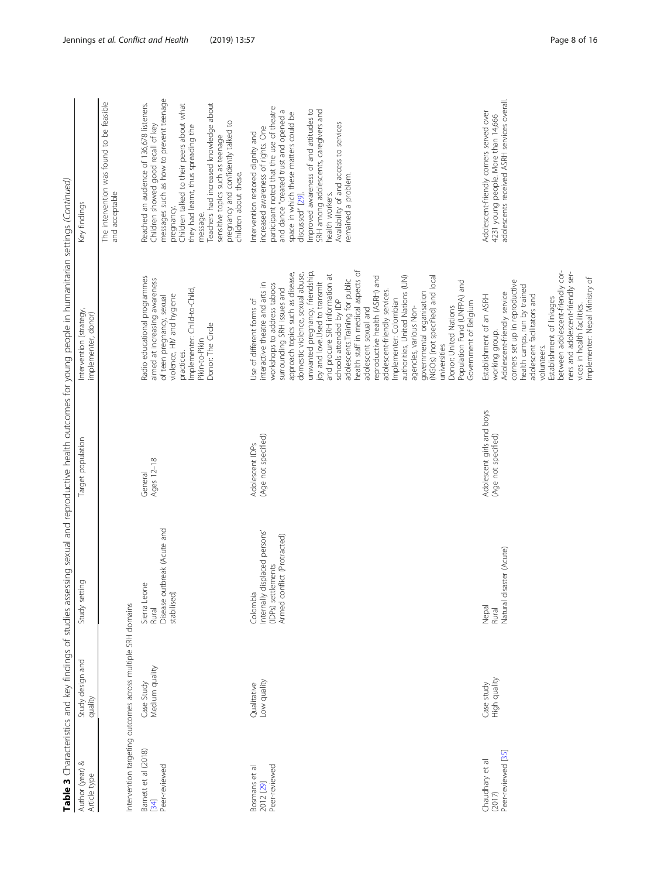**Table 3** Characteristics and key findings of studies assessing sexual and reproductive health outcomes for young people in humanitarian settings *(Continued)*

| Author (year) & Article type | Study design and quality | Study setting | Target population | Intervention (strategy, implementer, donor) | Key findings |
|---|---|---|---|---|---|
| | | | | | The intervention was found to be feasible and acceptable |
| Intervention targeting outcomes across multiple SRH domains | | | | | |
| Barnett et al (2018) [34] Peer-reviewed | Case Study Medium quality | Sierra Leone Rural Disease outbreak (Acute and stabilised) | General Ages 12–18 | Radio educational programmes aimed at increasing awareness of teen pregnancy, sexual violence, HIV and hygiene practices. Implementer: Child-to-Child, Pikin-to-Pikin Donor: The Circle | Reached an audience of 136,678 listeners. Children showed good recall of key messages such as how to prevent teenage pregnancy. Children talked to their peers about what they had learnt, thus spreading the message. Teachers had increased knowledge about sensitive topics such as teenage pregnancy and confidently talked to children about these. |
| Bosmans et al 2012 [29] Peer-reviewed | Qualitative Low quality | Colombia Internally displaced persons' (IDPs) settlements Armed conflict (Protracted) | Adolescent IDPs (Age not specified) | Use of different forms of interactive theatre and arts in workshops to address taboos surrounding SRH issues and approach topics such as disease, domestic violence, sexual abuse, unwanted pregnancy, friendship, joy and love.Used to transmit and procure SRH information at schools attended by IDP adolescents.Training for public health staff in medical aspects of adolescent sexual and reproductive health (ASRH) and adolescent-friendly services. Implementer: Colombian authorities, United Nations (UN) agencies, various Non-governmental organisation (NGOs) (not specified) and local universities Donor: United Nations Population Fund (UNFPA) and Government of Belgium | Intervention restored dignity and increased awareness of rights. One participant noted that the use of theatre and dance "created trust and opened a space in which these matters could be discussed" [29]. Improved awareness of and attitudes to SRH among adolescents, caregivers and health workers. Availability of and access to services remained a problem. |
| Chaudhary et al (2017) Peer-reviewed [35] | Case study High quality | Nepal Rural Natural disaster (Acute) | Adolescent girls and boys (Age not specified) | Establishment of an ASRH working group. Adolescent-friendly service corners set up in reproductive health camps, run by trained adolescent facilitators and volunteers. Establishment of linkages between adolescent-friendly corners and adolescent-friendly services in health facilities. Implementer: Nepal Ministry of | Adolescent-friendly corners served over 4231 young people. More than 14,666 adolescents received ASRH services overall. |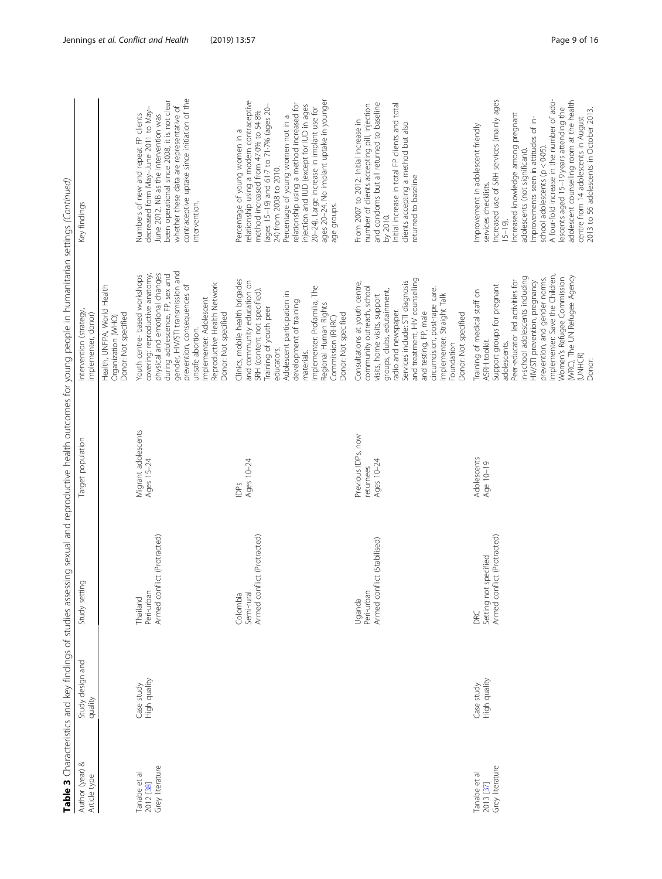**Table 3** Characteristics and key findings of studies assessing sexual and reproductive health outcomes for young people in humanitarian settings *(Continued)*

| Author (year) & Article type | Study design and quality | Study setting | Target population | Intervention (strategy, implementer, donor) | Key findings |
|---|---|---|---|---|---|
| | | | | Health, UNFPA, World Health Organization (WHO) Donor: Not specified | |
| Tanabe et al 2012 [38] Grey literature | Case study High quality | Thailand Peri-urban Armed conflict (Protracted) | Migrant adolescents Ages 15–24 | Youth centre- based workshops covering: reproductive anatomy, physical and emotional changes during adolescence, FP, sex and gender, HIV/STI transmission and prevention, consequences of unsafe abortion. Implementer: Adolescent Reproductive Health Network Donor: Not specified | Numbers of new and repeat FP clients decreased form May–June 2011 to May–June 2012. NB as the intervention was been operational since 2008, it is not clear whether these data are representative of contraceptive uptake since initiation of the intervention. |
| | | Colombia Semi-rural Armed conflict (Protracted) | IDPs Ages 10–24 | Clinics, mobile health brigades and community education on SRH (content not specified). Training of youth peer educators. Adolescent participation in development of training materials. Implementer: Profamilia, The Regional Human Rights Commission (RHRC) Donor: Not specified | Percentage of young women in a relationship using a modern contraceptive method increased from 47.0% to 54.8% (ages 15–19) and 61.7 to 71.7% (ages 20–24) from 2008 to 2010. Percentage of young women not in a relationship using a method increased for injection and IUD (except for IUD in ages 20–24). Large increase in implant use for ages 20–24. No implant uptake in younger age groups. |
| | | Uganda Peri-urban Armed conflict (Stabilised) | Previous IDPs, now returnees Ages 10–24 | Consultations at youth centre, community outreach, school visits, home visits, support groups, clubs, edutainment, radio and newspaper. Services include: STI diagnosis and treatment, HIV counselling and testing, FP, male circumcision, post-rape care. Implementer: Straight Talk Foundation Donor: Not specified | From 2007 to 2012: Initial increase in number of clients accepting pill, injection and condoms but all returned to baseline by 2010. Initial increase in total FP clients and total clients accepting a method but also returned to baseline |
| Tanabe et al 2013 [37] Grey literature | Case study High quality | DRC Setting not specified Armed conflict (Protracted) | Adolescents Age 10–19 | Training of medical staff on ASRH toolkit. Support groups for pregnant adolescents. Peer-educator led activities for in-school adolescents including HIV/STI prevention, pregnancy prevention, and gender norms. Implementer: Save the Children, Women's Refugee Commission (WRC), The UN Refugee Agency (UNHCR) Donor: | Improvement in adolescent friendly services checklists. Increased use of SRH services (mainly ages 15–19). Increased knowledge among pregnant adolescents (not significant). Improvements seen in attitudes of in-school adolescents ($p < 0.05$). A four-fold increase in the number of adolescents aged 15–19 years attending the adolescent counselling room at the health centre from 14 adolescents in August 2013 to 56 adolescents in October 2013. |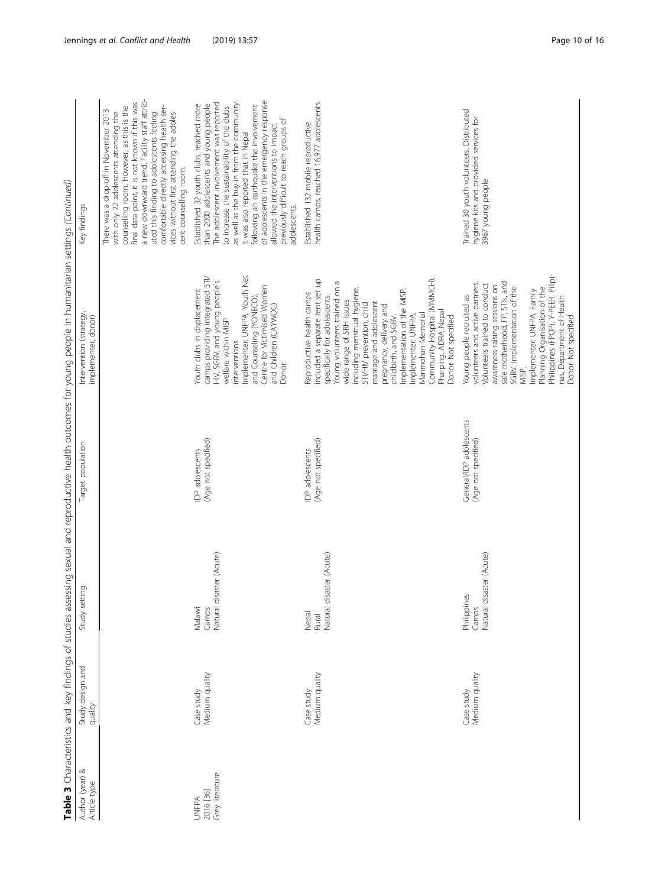**Table 3** Characteristics and key findings of studies assessing sexual and reproductive health outcomes for young people in humanitarian settings *(Continued)*

| Author (year) & Article type | Study design and quality | Study setting | Target population | Intervention (strategy, implementer, donor) | Key findings |
|---|---|---|---|---|---|
| | | | | | There was a drop-off in November 2013 with only 22 adolescents attending the counselling room. However, as this is the final data point, it is not known if this was a new downward trend. Facility staff attributed this finding to adolescents feeling comfortable directly accessing health services without first attending the adolescent counselling room. |
| UNFPA 2016 [36] Grey literature | Case study Medium quality | Malawi Camps Natural disaster (Acute) | IDP adolescents (Age not specified) | Youth clubs in displacement camps providing integrated STI/HIV, SGBV, and young people's welfare within MISP interventions Implementer: UNFPA, Youth Net and Counseling (YONECO), Centre for Victimised Women and Children (CAYWOC) Donor: | Established 32 youth clubs, reached more than 2000 adolescents and young people The adolescent involvement was reported to increase the sustainability of the clubs as well as the buy-in from the community. It was also reported that in Nepal following an earthquake the involvement of adolescents in the emergency response allowed the interventions to impact previously difficult to reach groups of adolescents. |
| | Case study Medium quality | Nepal Rural Natural disaster (Acute) | IDP adolescents (Age not specified) | Reproductive health camps included a separate tent set up specifically for adolescents. Young volunteers trained on a wide range of SRH issues including menstrual hygiene, STI/HIV prevention, child marriage and adolescent pregnancy, delivery and childbirth, and SGBV. Implementation of the MISP. Implementer: UNFPA, Manmohan Memorial Community Hospital (MMMCH), Pharping, ADRA Nepal Donor: Not specified | Established 132 mobile reproductive health camps, reached 16,977 adolescents |
| | Case study Medium quality | Philippines Camps Natural disaster (Acute) | General/IDP adolescents (Age not specified) | Young people recruited as volunteers and active partners. Volunteers trained to conduct awareness-raising sessions on safe motherhood, FP, STIs, and SGBV. Implementation of the MISP. Implementer: UNFPA, Family Planning Organisation of the Philippines (FPOP), Y-PEER, Pilipinas, Department of Health Donor: Not specified | Trained 30 youth volunteers. Distributed hygiene kits and provided services for 3967 young people |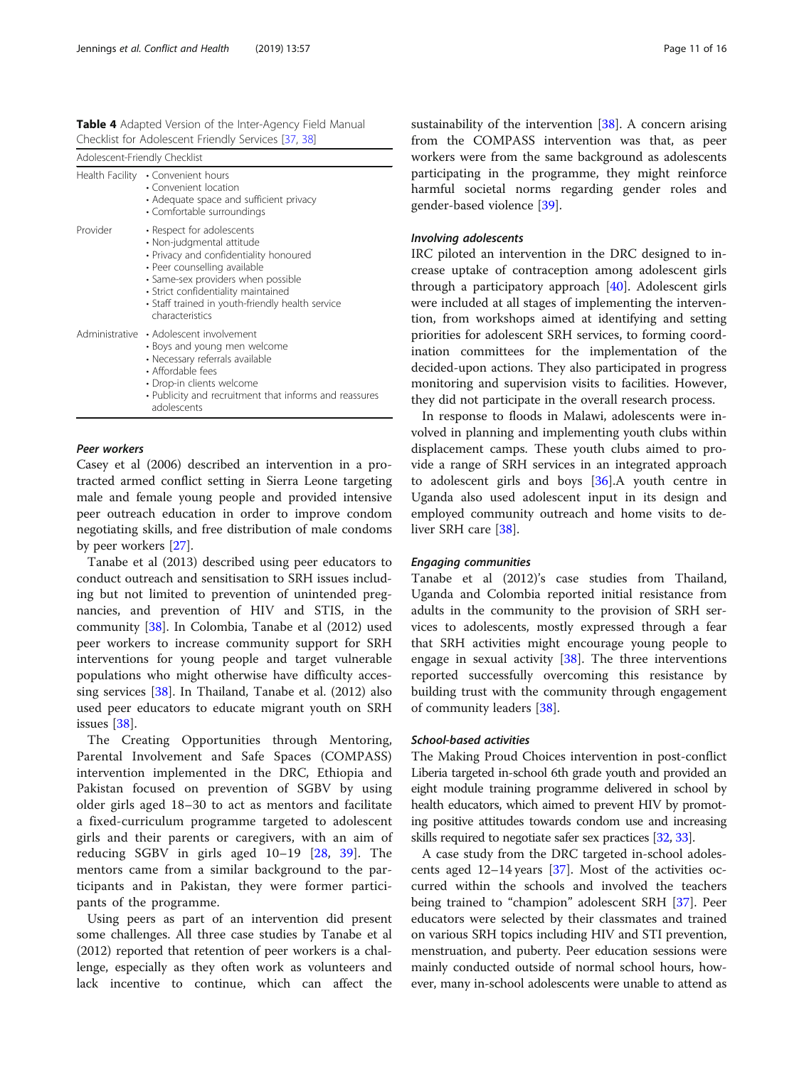**Table 4** Adapted Version of the Inter-Agency Field Manual Checklist for Adolescent Friendly Services [37, 38]

| Adolescent-Friendly Checklist | |
|---|---|
| Health Facility | • Convenient hours<br>• Convenient location<br>• Adequate space and sufficient privacy<br>• Comfortable surroundings |
| Provider | • Respect for adolescents<br>• Non-judgmental attitude<br>• Privacy and confidentiality honoured<br>• Peer counselling available<br>• Same-sex providers when possible<br>• Strict confidentiality maintained<br>• Staff trained in youth-friendly health service characteristics |
| Administrative | • Adolescent involvement<br>• Boys and young men welcome<br>• Necessary referrals available<br>• Affordable fees<br>• Drop-in clients welcome<br>• Publicity and recruitment that informs and reassures adolescents |

#### *Peer workers*

Casey et al (2006) described an intervention in a protracted armed conflict setting in Sierra Leone targeting male and female young people and provided intensive peer outreach education in order to improve condom negotiating skills, and free distribution of male condoms by peer workers [27].

Tanabe et al (2013) described using peer educators to conduct outreach and sensitisation to SRH issues including but not limited to prevention of unintended pregnancies, and prevention of HIV and STIS, in the community [38]. In Colombia, Tanabe et al (2012) used peer workers to increase community support for SRH interventions for young people and target vulnerable populations who might otherwise have difficulty accessing services [38]. In Thailand, Tanabe et al. (2012) also used peer educators to educate migrant youth on SRH issues [38].

The Creating Opportunities through Mentoring, Parental Involvement and Safe Spaces (COMPASS) intervention implemented in the DRC, Ethiopia and Pakistan focused on prevention of SGBV by using older girls aged 18–30 to act as mentors and facilitate a fixed-curriculum programme targeted to adolescent girls and their parents or caregivers, with an aim of reducing SGBV in girls aged 10–19 [28, 39]. The mentors came from a similar background to the participants and in Pakistan, they were former participants of the programme.

Using peers as part of an intervention did present some challenges. All three case studies by Tanabe et al (2012) reported that retention of peer workers is a challenge, especially as they often work as volunteers and lack incentive to continue, which can affect the sustainability of the intervention [38]. A concern arising from the COMPASS intervention was that, as peer workers were from the same background as adolescents participating in the programme, they might reinforce harmful societal norms regarding gender roles and gender-based violence [39].

#### *Involving adolescents*

IRC piloted an intervention in the DRC designed to increase uptake of contraception among adolescent girls through a participatory approach [40]. Adolescent girls were included at all stages of implementing the intervention, from workshops aimed at identifying and setting priorities for adolescent SRH services, to forming coordination committees for the implementation of the decided-upon actions. They also participated in progress monitoring and supervision visits to facilities. However, they did not participate in the overall research process.

In response to floods in Malawi, adolescents were involved in planning and implementing youth clubs within displacement camps. These youth clubs aimed to provide a range of SRH services in an integrated approach to adolescent girls and boys [36].A youth centre in Uganda also used adolescent input in its design and employed community outreach and home visits to deliver SRH care [38].

#### *Engaging communities*

Tanabe et al (2012)'s case studies from Thailand, Uganda and Colombia reported initial resistance from adults in the community to the provision of SRH services to adolescents, mostly expressed through a fear that SRH activities might encourage young people to engage in sexual activity [38]. The three interventions reported successfully overcoming this resistance by building trust with the community through engagement of community leaders [38].

#### *School-based activities*

The Making Proud Choices intervention in post-conflict Liberia targeted in-school 6th grade youth and provided an eight module training programme delivered in school by health educators, which aimed to prevent HIV by promoting positive attitudes towards condom use and increasing skills required to negotiate safer sex practices [32, 33].

A case study from the DRC targeted in-school adolescents aged 12–14 years [37]. Most of the activities occurred within the schools and involved the teachers being trained to "champion" adolescent SRH [37]. Peer educators were selected by their classmates and trained on various SRH topics including HIV and STI prevention, menstruation, and puberty. Peer education sessions were mainly conducted outside of normal school hours, however, many in-school adolescents were unable to attend as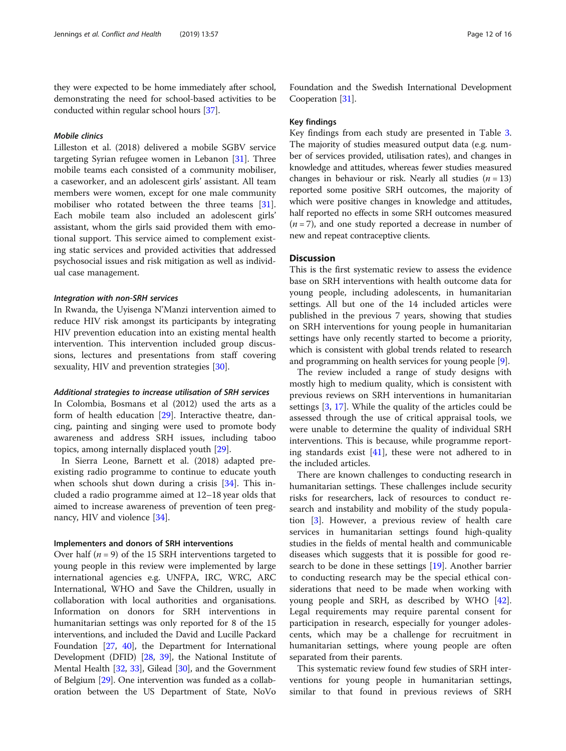they were expected to be home immediately after school, demonstrating the need for school-based activities to be conducted within regular school hours [37].

#### *Mobile clinics*

Lilleston et al. (2018) delivered a mobile SGBV service targeting Syrian refugee women in Lebanon [31]. Three mobile teams each consisted of a community mobiliser, a caseworker, and an adolescent girls' assistant. All team members were women, except for one male community mobiliser who rotated between the three teams [31]. Each mobile team also included an adolescent girls' assistant, whom the girls said provided them with emotional support. This service aimed to complement existing static services and provided activities that addressed psychosocial issues and risk mitigation as well as individual case management.

#### *Integration with non-SRH services*

In Rwanda, the Uyisenga N'Manzi intervention aimed to reduce HIV risk amongst its participants by integrating HIV prevention education into an existing mental health intervention. This intervention included group discussions, lectures and presentations from staff covering sexuality, HIV and prevention strategies [30].

#### *Additional strategies to increase utilisation of SRH services*

In Colombia, Bosmans et al (2012) used the arts as a form of health education [29]. Interactive theatre, dancing, painting and singing were used to promote body awareness and address SRH issues, including taboo topics, among internally displaced youth [29].

In Sierra Leone, Barnett et al. (2018) adapted pre-existing radio programme to continue to educate youth when schools shut down during a crisis [34]. This included a radio programme aimed at 12–18 year olds that aimed to increase awareness of prevention of teen pregnancy, HIV and violence [34].

### Implementers and donors of SRH interventions

Over half ($n = 9$) of the 15 SRH interventions targeted to young people in this review were implemented by large international agencies e.g. UNFPA, IRC, WRC, ARC International, WHO and Save the Children, usually in collaboration with local authorities and organisations. Information on donors for SRH interventions in humanitarian settings was only reported for 8 of the 15 interventions, and included the David and Lucille Packard Foundation [27, 40], the Department for International Development (DFID) [28, 39], the National Institute of Mental Health [32, 33], Gilead [30], and the Government of Belgium [29]. One intervention was funded as a collaboration between the US Department of State, NoVo Foundation and the Swedish International Development Cooperation [31].

### Key findings

Key findings from each study are presented in Table 3. The majority of studies measured output data (e.g. number of services provided, utilisation rates), and changes in knowledge and attitudes, whereas fewer studies measured changes in behaviour or risk. Nearly all studies ($n = 13$) reported some positive SRH outcomes, the majority of which were positive changes in knowledge and attitudes, half reported no effects in some SRH outcomes measured ($n = 7$), and one study reported a decrease in number of new and repeat contraceptive clients.

## Discussion

This is the first systematic review to assess the evidence base on SRH interventions with health outcome data for young people, including adolescents, in humanitarian settings. All but one of the 14 included articles were published in the previous 7 years, showing that studies on SRH interventions for young people in humanitarian settings have only recently started to become a priority, which is consistent with global trends related to research and programming on health services for young people [9].

The review included a range of study designs with mostly high to medium quality, which is consistent with previous reviews on SRH interventions in humanitarian settings [3, 17]. While the quality of the articles could be assessed through the use of critical appraisal tools, we were unable to determine the quality of individual SRH interventions. This is because, while programme reporting standards exist [41], these were not adhered to in the included articles.

There are known challenges to conducting research in humanitarian settings. These challenges include security risks for researchers, lack of resources to conduct research and instability and mobility of the study population [3]. However, a previous review of health care services in humanitarian settings found high-quality studies in the fields of mental health and communicable diseases which suggests that it is possible for good research to be done in these settings [19]. Another barrier to conducting research may be the special ethical considerations that need to be made when working with young people and SRH, as described by WHO [42]. Legal requirements may require parental consent for participation in research, especially for younger adolescents, which may be a challenge for recruitment in humanitarian settings, where young people are often separated from their parents.

This systematic review found few studies of SRH interventions for young people in humanitarian settings, similar to that found in previous reviews of SRH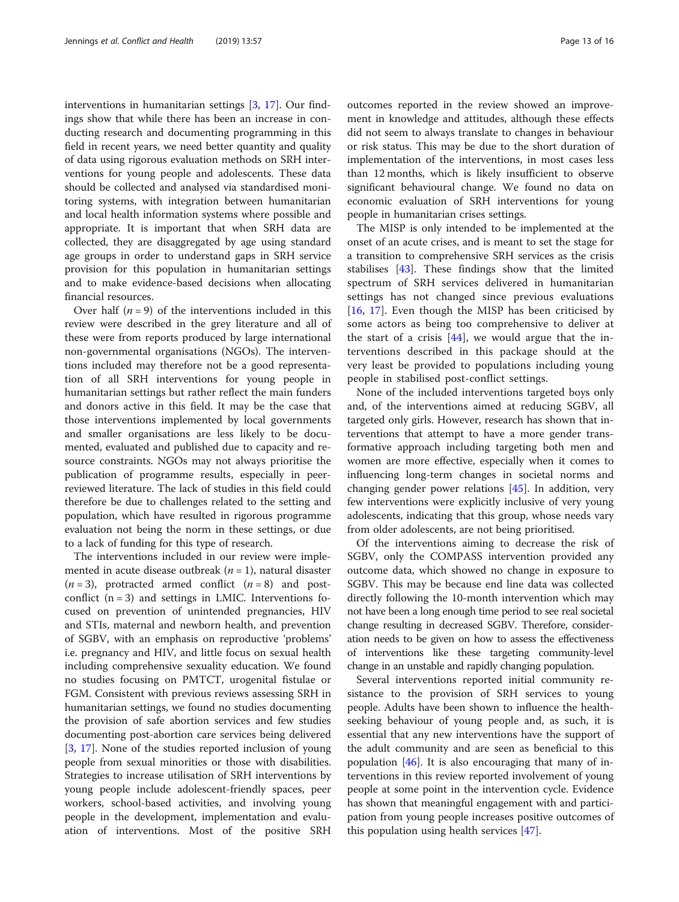interventions in humanitarian settings [3, 17]. Our findings show that while there has been an increase in conducting research and documenting programming in this field in recent years, we need better quantity and quality of data using rigorous evaluation methods on SRH interventions for young people and adolescents. These data should be collected and analysed via standardised monitoring systems, with integration between humanitarian and local health information systems where possible and appropriate. It is important that when SRH data are collected, they are disaggregated by age using standard age groups in order to understand gaps in SRH service provision for this population in humanitarian settings and to make evidence-based decisions when allocating financial resources.

Over half ($n = 9$) of the interventions included in this review were described in the grey literature and all of these were from reports produced by large international non-governmental organisations (NGOs). The interventions included may therefore not be a good representation of all SRH interventions for young people in humanitarian settings but rather reflect the main funders and donors active in this field. It may be the case that those interventions implemented by local governments and smaller organisations are less likely to be documented, evaluated and published due to capacity and resource constraints. NGOs may not always prioritise the publication of programme results, especially in peer-reviewed literature. The lack of studies in this field could therefore be due to challenges related to the setting and population, which have resulted in rigorous programme evaluation not being the norm in these settings, or due to a lack of funding for this type of research.

The interventions included in our review were implemented in acute disease outbreak ($n = 1$), natural disaster ($n = 3$), protracted armed conflict ($n = 8$) and post-conflict (n = 3) and settings in LMIC. Interventions focused on prevention of unintended pregnancies, HIV and STIs, maternal and newborn health, and prevention of SGBV, with an emphasis on reproductive 'problems' i.e. pregnancy and HIV, and little focus on sexual health including comprehensive sexuality education. We found no studies focusing on PMTCT, urogenital fistulae or FGM. Consistent with previous reviews assessing SRH in humanitarian settings, we found no studies documenting the provision of safe abortion services and few studies documenting post-abortion care services being delivered [3, 17]. None of the studies reported inclusion of young people from sexual minorities or those with disabilities. Strategies to increase utilisation of SRH interventions by young people include adolescent-friendly spaces, peer workers, school-based activities, and involving young people in the development, implementation and evaluation of interventions. Most of the positive SRH outcomes reported in the review showed an improvement in knowledge and attitudes, although these effects did not seem to always translate to changes in behaviour or risk status. This may be due to the short duration of implementation of the interventions, in most cases less than 12 months, which is likely insufficient to observe significant behavioural change. We found no data on economic evaluation of SRH interventions for young people in humanitarian crises settings.

The MISP is only intended to be implemented at the onset of an acute crises, and is meant to set the stage for a transition to comprehensive SRH services as the crisis stabilises [43]. These findings show that the limited spectrum of SRH services delivered in humanitarian settings has not changed since previous evaluations [16, 17]. Even though the MISP has been criticised by some actors as being too comprehensive to deliver at the start of a crisis [44], we would argue that the interventions described in this package should at the very least be provided to populations including young people in stabilised post-conflict settings.

None of the included interventions targeted boys only and, of the interventions aimed at reducing SGBV, all targeted only girls. However, research has shown that interventions that attempt to have a more gender transformative approach including targeting both men and women are more effective, especially when it comes to influencing long-term changes in societal norms and changing gender power relations [45]. In addition, very few interventions were explicitly inclusive of very young adolescents, indicating that this group, whose needs vary from older adolescents, are not being prioritised.

Of the interventions aiming to decrease the risk of SGBV, only the COMPASS intervention provided any outcome data, which showed no change in exposure to SGBV. This may be because end line data was collected directly following the 10-month intervention which may not have been a long enough time period to see real societal change resulting in decreased SGBV. Therefore, consideration needs to be given on how to assess the effectiveness of interventions like these targeting community-level change in an unstable and rapidly changing population.

Several interventions reported initial community resistance to the provision of SRH services to young people. Adults have been shown to influence the health-seeking behaviour of young people and, as such, it is essential that any new interventions have the support of the adult community and are seen as beneficial to this population [46]. It is also encouraging that many of interventions in this review reported involvement of young people at some point in the intervention cycle. Evidence has shown that meaningful engagement with and participation from young people increases positive outcomes of this population using health services [47].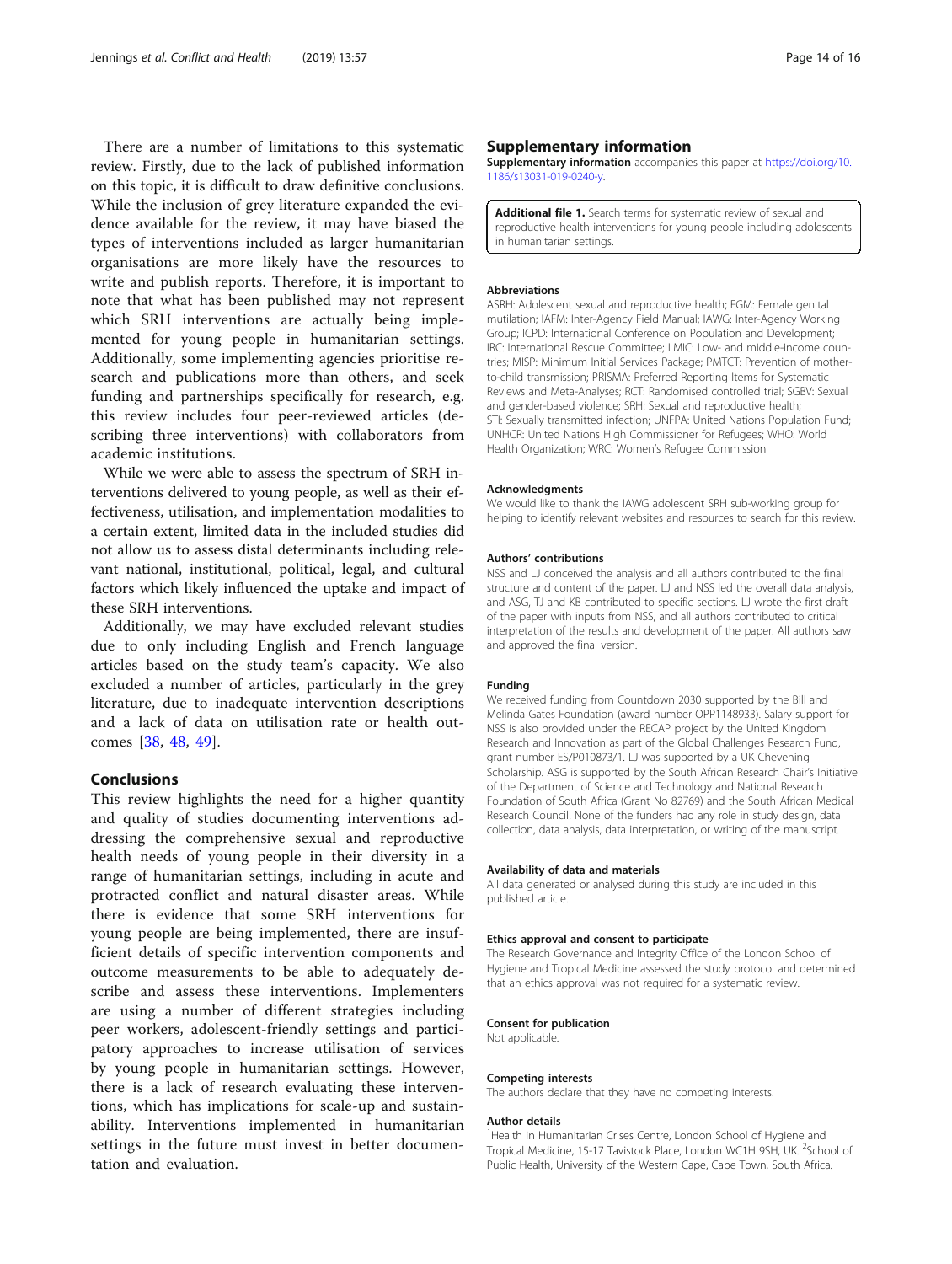There are a number of limitations to this systematic review. Firstly, due to the lack of published information on this topic, it is difficult to draw definitive conclusions. While the inclusion of grey literature expanded the evidence available for the review, it may have biased the types of interventions included as larger humanitarian organisations are more likely have the resources to write and publish reports. Therefore, it is important to note that what has been published may not represent which SRH interventions are actually being implemented for young people in humanitarian settings. Additionally, some implementing agencies prioritise research and publications more than others, and seek funding and partnerships specifically for research, e.g. this review includes four peer-reviewed articles (describing three interventions) with collaborators from academic institutions.

While we were able to assess the spectrum of SRH interventions delivered to young people, as well as their effectiveness, utilisation, and implementation modalities to a certain extent, limited data in the included studies did not allow us to assess distal determinants including relevant national, institutional, political, legal, and cultural factors which likely influenced the uptake and impact of these SRH interventions.

Additionally, we may have excluded relevant studies due to only including English and French language articles based on the study team's capacity. We also excluded a number of articles, particularly in the grey literature, due to inadequate intervention descriptions and a lack of data on utilisation rate or health outcomes [38, 48, 49].

## Conclusions

This review highlights the need for a higher quantity and quality of studies documenting interventions addressing the comprehensive sexual and reproductive health needs of young people in their diversity in a range of humanitarian settings, including in acute and protracted conflict and natural disaster areas. While there is evidence that some SRH interventions for young people are being implemented, there are insufficient details of specific intervention components and outcome measurements to be able to adequately describe and assess these interventions. Implementers are using a number of different strategies including peer workers, adolescent-friendly settings and participatory approaches to increase utilisation of services by young people in humanitarian settings. However, there is a lack of research evaluating these interventions, which has implications for scale-up and sustainability. Interventions implemented in humanitarian settings in the future must invest in better documentation and evaluation.

## Supplementary information

**Supplementary information** accompanies this paper at https://doi.org/10.1186/s13031-019-0240-y.

**Additional file 1.** Search terms for systematic review of sexual and reproductive health interventions for young people including adolescents in humanitarian settings.

### Abbreviations

ASRH: Adolescent sexual and reproductive health; FGM: Female genital mutilation; IAFM: Inter-Agency Field Manual; IAWG: Inter-Agency Working Group; ICPD: International Conference on Population and Development; IRC: International Rescue Committee; LMIC: Low- and middle-income countries; MISP: Minimum Initial Services Package; PMTCT: Prevention of mother-to-child transmission; PRISMA: Preferred Reporting Items for Systematic Reviews and Meta-Analyses; RCT: Randomised controlled trial; SGBV: Sexual and gender-based violence; SRH: Sexual and reproductive health; STI: Sexually transmitted infection; UNFPA: United Nations Population Fund; UNHCR: United Nations High Commissioner for Refugees; WHO: World Health Organization; WRC: Women's Refugee Commission

### Acknowledgments

We would like to thank the IAWG adolescent SRH sub-working group for helping to identify relevant websites and resources to search for this review.

### Authors' contributions

NSS and LJ conceived the analysis and all authors contributed to the final structure and content of the paper. LJ and NSS led the overall data analysis, and ASG, TJ and KB contributed to specific sections. LJ wrote the first draft of the paper with inputs from NSS, and all authors contributed to critical interpretation of the results and development of the paper. All authors saw and approved the final version.

### Funding

We received funding from Countdown 2030 supported by the Bill and Melinda Gates Foundation (award number OPP1148933). Salary support for NSS is also provided under the RECAP project by the United Kingdom Research and Innovation as part of the Global Challenges Research Fund, grant number ES/P010873/1. LJ was supported by a UK Chevening Scholarship. ASG is supported by the South African Research Chair's Initiative of the Department of Science and Technology and National Research Foundation of South Africa (Grant No 82769) and the South African Medical Research Council. None of the funders had any role in study design, data collection, data analysis, data interpretation, or writing of the manuscript.

### Availability of data and materials

All data generated or analysed during this study are included in this published article.

### Ethics approval and consent to participate

The Research Governance and Integrity Office of the London School of Hygiene and Tropical Medicine assessed the study protocol and determined that an ethics approval was not required for a systematic review.

### Consent for publication

Not applicable.

### Competing interests

The authors declare that they have no competing interests.

### Author details

[1]Health in Humanitarian Crises Centre, London School of Hygiene and Tropical Medicine, 15-17 Tavistock Place, London WC1H 9SH, UK. [2]School of Public Health, University of the Western Cape, Cape Town, South Africa.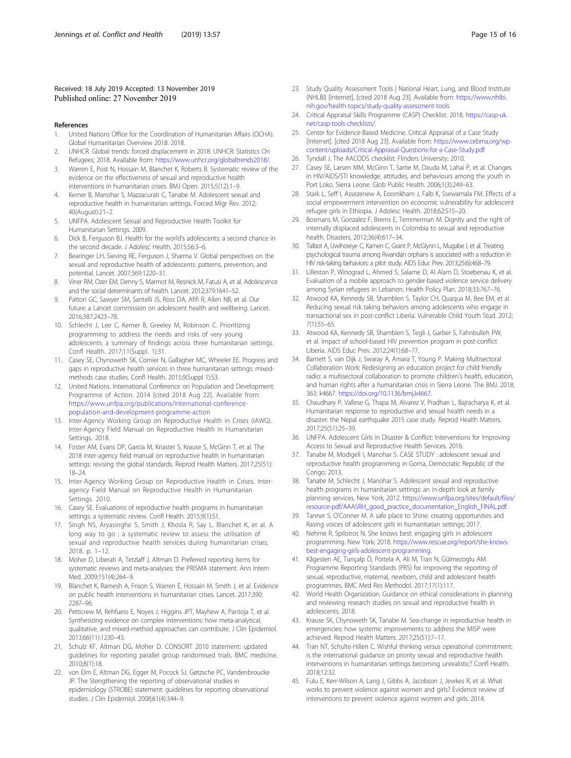Received: 18 July 2019 Accepted: 13 November 2019
Published online: 27 November 2019

## References

1. United Nations Office for the Coordination of Humanitarian Affairs (OCHA). Global Humanitarian Overview 2018. 2018.
2. UNHCR. Global trends: forced displacement in 2018: UNHCR: Statistics On Refugees; 2018. Available from: https://www.unhcr.org/globaltrends2018/.
3. Warren E, Post N, Hossain M, Blanchet K, Roberts B. Systematic review of the evidence on the effectiveness of sexual and reproductive health interventions in humanitarian crises. BMJ Open. 2015;5(12):1–9.
4. Kerner B, Manohar S, Mazzacurati C, Tanabe M. Adolescent sexual and reproductive health in humanitarian settings. Forced Migr Rev. 2012; 40(August):21–2.
5. UNFPA. Adolescent Sexual and Reproductive Health Toolkit for Humanitarian Settings. 2009.
6. Dick B, Ferguson BJ. Health for the world's adolescents: a second chance in the second decade. J Adolesc Health. 2015;56:3–6.
7. Bearinger LH, Sieving RE, Ferguson J, Sharma V. Global perspectives on the sexual and reproductive health of adolescents: patterns, prevention, and potential. Lancet. 2007;369:1220–31.
8. Viner RM, Ozer EM, Denny S, Marmot M, Resnick M, Fatusi A, et al. Adolescence and the social determinants of health. Lancet. 2012;379:1641–52.
9. Patton GC, Sawyer SM, Santelli JS, Ross DA, Afifi R, Allen NB, et al. Our future: a Lancet commission on adolescent health and wellbeing. Lancet. 2016;387:2423–78.
10. Schlecht J, Lee C, Kerner B, Greeley M, Robinson C. Prioritizing programming to address the needs and risks of very young adolescents: a summary of findings across three humanitarian settings. Confl Health. 2017;11(Suppl. 1):31.
11. Casey SE, Chynoweth SK, Cornier N, Gallagher MC, Wheeler EE. Progress and gaps in reproductive health services in three humanitarian settings: mixed-methods case studies. Confl Health. 2015;9(Suppl 1):S3.
12. United Nations. International Conference on Population and Development: Programme of Action. 2014 [cited 2018 Aug 22]. Available from: https://www.unfpa.org/publications/international-conference-population-and-development-programme-action
13. Inter-Agency Working Group on Reproductive Health in Crises (IAWG). Inter-Agency FIeld Manual on Reproductive Health In Humanitarian Settings. 2018.
14. Foster AM, Evans DP, Garcia M, Knaster S, Krause S, McGinn T, et al. The 2018 inter-agency field manual on reproductive health in humanitarian settings: revising the global standards. Reprod Health Matters. 2017;25(51): 18–24.
15. Inter-Agency Working Group on Reproductive Health in Crises. Inter-agency Field Manual on Reproductive Health in Humanitarian Settings. 2010.
16. Casey SE. Evaluations of reproductive health programs in humanitarian settings: a systematic review. Confl Health. 2015;9(1):S1.
17. Singh NS, Aryasinghe S, Smith J, Khosla R, Say L, Blanchet K, et al. A long way to go : a systematic review to assess the utilisation of sexual and reproductive health services during humanitarian crises; 2018. p. 1–12.
18. Moher D, Liberati A, Tetzlaff J, Altman D. Preferred reporting items for systematic reviews and meta-analyses: the PRISMA statement. Ann Intern Med. 2009;151(4):264–9.
19. Blanchet K, Ramesh A, Frison S, Warren E, Hossain M, Smith J, et al. Evidence on public health interventions in humanitarian crises. Lancet. 2017;390: 2287–96.
20. Petticrew M, Rehfuess E, Noyes J, Higgins JPT, Mayhew A, Pantoja T, et al. Synthesizing evidence on complex interventions: how meta-analytical, qualitative, and mixed-method approaches can contribute. J Clin Epidemiol. 2013;66(11):1230–43.
21. Schulz KF, Altman DG, Moher D. CONSORT 2010 statement: updated guidelines for reporting parallel group randomised trials. BMC medicine. 2010;8(1):18.
22. von Elm E, Altman DG, Egger M, Pocock SJ, Gøtzsche PC, Vandenbroucke JP. The Stengthening the reporting of observational studies in epidemiology (STROBE) statement: guidelines for reporting observational studies. J Clin Epidemiol. 2008;61(4):344–9.
23. Study Quality Assessment Tools | National Heart, Lung, and Blood Institute (NHLBI) [Internet]. [cited 2018 Aug 23]. Available from: https://www.nhlbi.nih.gov/health-topics/study-quality-assessment-tools
24. Critical Appraisal Skills Programme (CASP) Checklist. 2018. https://casp-uk.net/casp-tools-checklists/.
25. Center for Evidence-Based Medicine. Critical Appraisal of a Case Study [Internet]. [cited 2018 Aug 23]. Available from: https://www.cebma.org/wp-content/uploads/Critical-Appraisal-Questions-for-a-Case-Study.pdf
26. Tyndall J. The AACODS checklist: Flinders University; 2010.
27. Casey SE, Larsen MM, McGinn T, Sartie M, Dauda M, Lahai P, et al. Changes in HIV/AIDS/STI knowledge, attitudes, and behaviours among the youth in Port Loko, Sierra Leone. Glob Public Health. 2006;1(3):249–63.
28. Stark L, Seff I, Assezenew A, Eoomkham J, Falb K, Ssewamala FM. Effects of a social empowerment intervention on economic vulnerability for adolescent refugee girls in Ethiopia. J Adolesc Health. 2018;62:S15–20.
29. Bosmans M, Gonzalez F, Brems E, Temmerman M. Dignity and the right of internally displaced adolescents in Colombia to sexual and reproductive health. Disasters. 2012;36(4):617–34.
30. Talbot A, Uwihoreye C, Kamen C, Grant P, McGlynn L, Mugabe I, et al. Treating psychological trauma among Rwandan orphans is associated with a reduction in HIV risk-taking behaviors: a pilot study. AIDS Educ Prev. 2013;25(6):468–79.
31. Lilleston P, Winograd L, Ahmed S, Salame D, Al Alam D, Stoebenau K, et al. Evaluation of a mobile approach to gender-based violence service delivery among Syrian refugees in Lebanon. Health Policy Plan. 2018;33:767–76.
32. Atwood KA, Kennedy SB, Shamblen S, Taylor CH, Quaqua M, Bee EM, et al. Reducing sexual risk taking behaviors among adolescents who engage in transactional sex in post-conflict Liberia. Vulnerable Child Youth Stud. 2012; 7(1):55–65.
33. Atwood KA, Kennedy SB, Shamblen S, Tegli J, Garber S, Fahnbulleh PW, et al. Impact of school-based HIV prevention program in post-conflict Liberia. AIDS Educ Prev. 2012;24(1):68–77.
34. Barnett S, van Dijk J, Swaray A, Amara T, Young P. Making Multisectoral Collaboration Work: Redesigning an education project for child friendly radio: a multisectoral collaboration to promote children's health, education, and human rights after a humanitarian crisis in Sierra Leone. The BMJ. 2018; 363: k4667. https://doi.org/10.1136/bmj.k4667.
35. Chaudhary P, Vallese G, Thapa M, Alvarez V, Pradhan L, Bajracharya K, et al. Humanitarian response to reproductive and sexual health needs in a disaster: the Nepal earthquake 2015 case study. Reprod Health Matters. 2017;25(51):25–39.
36. UNFPA. Adolescent Girls in Disaster & Conflict: Interventions for Improving Access to Sexual and Reproductive Health Services. 2016.
37. Tanabe M, Modigell I, Manohar S. CASE STUDY : adolescent sexual and reproductive health programming in Goma, Democratic Republic of the Congo; 2013.
38. Tanabe M, Schlecht J, Manohar S. Adolescent sexual and reproductive health programs in humanitarian settings: an in-depth look at family planning services. New York; 2012. https://www.unfpa.org/sites/default/files/resource-pdf/AAASRH_good_practice_documentation_English_FINAL.pdf.
39. Tanner S, O'Conner M. A safe place to Shine: creating opportunities and Rasing voices of adolescent girls in humanitarian settings; 2017.
40. Nehme R, Spilotros N. She knows best: engaging girls in adolescent programming. New York; 2018. https://www.rescue.org/report/she-knows-best-engaging-girls-adolescent-programming.
41. Kågesten AE, Tunçalp Ö, Portela A, Ali M, Tran N, Gülmezoglu AM. Programme Reporting Standards (PRS) for improving the reporting of sexual, reproductive, maternal, newborn, child and adolescent health programmes. BMC Med Res Methodol. 2017;17(1):117.
42. World Health Organization. Guidance on ethical considerations in planning and reviewing research studies on sexual and reproductive health in adolescents. 2018.
43. Krause SK, Chynoweth SK, Tanabe M. Sea-change in reproductive health in emergencies: how systemic improvements to address the MISP were achieved. Reprod Health Matters. 2017;25(51):7–17.
44. Tran NT, Schulte-Hillen C. Wishful thinking versus operational commitment: is the international guidance on priority sexual and reproductive health interventions in humanitarian settings becoming unrealistic? Confl Health. 2018;12:32.
45. Fulu E, Kerr-Wilson A, Lang J, Gibbs A, Jacobson J, Jewkes R, et al. What works to prevent violence against women and girls? Evidence review of interventions to prevent violence against women and girls. 2014.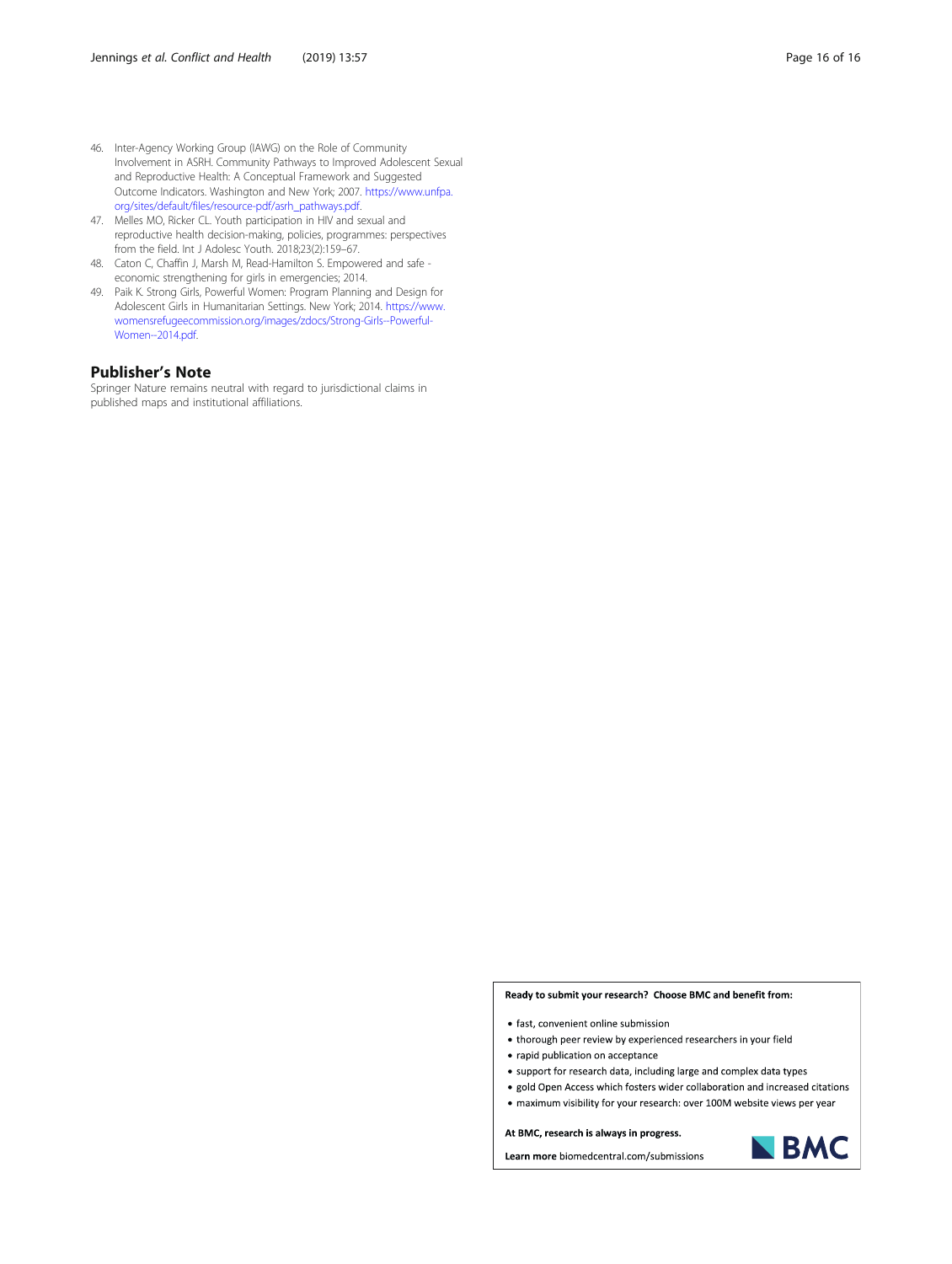46. Inter-Agency Working Group (IAWG) on the Role of Community Involvement in ASRH. Community Pathways to Improved Adolescent Sexual and Reproductive Health: A Conceptual Framework and Suggested Outcome Indicators. Washington and New York; 2007. https://www.unfpa.org/sites/default/files/resource-pdf/asrh_pathways.pdf.
47. Melles MO, Ricker CL. Youth participation in HIV and sexual and reproductive health decision-making, policies, programmes: perspectives from the field. Int J Adolesc Youth. 2018;23(2):159–67.
48. Caton C, Chaffin J, Marsh M, Read-Hamilton S. Empowered and safe - economic strengthening for girls in emergencies; 2014.
49. Paik K. Strong Girls, Powerful Women: Program Planning and Design for Adolescent Girls in Humanitarian Settings. New York; 2014. https://www.womensrefugeecommission.org/images/zdocs/Strong-Girls--Powerful-Women--2014.pdf.

## Publisher's Note

Springer Nature remains neutral with regard to jurisdictional claims in published maps and institutional affiliations.

**Ready to submit your research? Choose BMC and benefit from:**

- fast, convenient online submission
- thorough peer review by experienced researchers in your field
- rapid publication on acceptance
- support for research data, including large and complex data types
- gold Open Access which fosters wider collaboration and increased citations
- maximum visibility for your research: over 100M website views per year

**At BMC, research is always in progress.**

**Learn more** biomedcentral.com/submissions

BMC